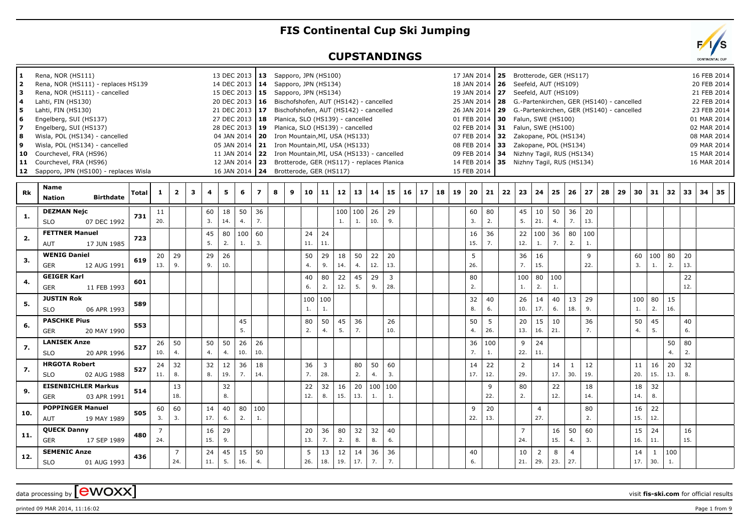# FIS Continental Cup Ski Jumping

## CUPSTANDINGS

| No. | Venue | Date |
|---|---|---|
| 1 | Rena, NOR (HS111) | 13 DEC 2013 |
| 2 | Rena, NOR (HS111) - replaces HS139 | 14 DEC 2013 |
| 3 | Rena, NOR (HS111) - cancelled | 15 DEC 2013 |
| 4 | Lahti, FIN (HS130) | 20 DEC 2013 |
| 5 | Lahti, FIN (HS130) | 21 DEC 2013 |
| 6 | Engelberg, SUI (HS137) | 27 DEC 2013 |
| 7 | Engelberg, SUI (HS137) | 28 DEC 2013 |
| 8 | Wisla, POL (HS134) - cancelled | 04 JAN 2014 |
| 9 | Wisla, POL (HS134) - cancelled | 05 JAN 2014 |
| 10 | Courchevel, FRA (HS96) | 11 JAN 2014 |
| 11 | Courchevel, FRA (HS96) | 12 JAN 2014 |
| 12 | Sapporo, JPN (HS100) - replaces Wisla | 16 JAN 2014 |
| 13 | Sapporo, JPN (HS100) | 17 JAN 2014 |
| 14 | Sapporo, JPN (HS134) | 18 JAN 2014 |
| 15 | Sapporo, JPN (HS134) | 19 JAN 2014 |
| 16 | Bischofshofen, AUT (HS142) - cancelled | 25 JAN 2014 |
| 17 | Bischofshofen, AUT (HS142) - cancelled | 26 JAN 2014 |
| 18 | Planica, SLO (HS139) - cancelled | 01 FEB 2014 |
| 19 | Planica, SLO (HS139) - cancelled | 02 FEB 2014 |
| 20 | Iron Mountain,MI, USA (HS133) | 07 FEB 2014 |
| 21 | Iron Mountain,MI, USA (HS133) | 08 FEB 2014 |
| 22 | Iron Mountain,MI, USA (HS133) - cancelled | 09 FEB 2014 |
| 23 | Brotterode, GER (HS117) - replaces Planica | 14 FEB 2014 |
| 24 | Brotterode, GER (HS117) | 15 FEB 2014 |
| 25 | Brotterode, GER (HS117) | 16 FEB 2014 |
| 26 | Seefeld, AUT (HS109) | 20 FEB 2014 |
| 27 | Seefeld, AUT (HS109) | 21 FEB 2014 |
| 28 | G.-Partenkirchen, GER (HS140) - cancelled | 22 FEB 2014 |
| 29 | G.-Partenkirchen, GER (HS140) - cancelled | 23 FEB 2014 |
| 30 | Falun, SWE (HS100) | 01 MAR 2014 |
| 31 | Falun, SWE (HS100) | 02 MAR 2014 |
| 32 | Zakopane, POL (HS134) | 08 MAR 2014 |
| 33 | Zakopane, POL (HS134) | 09 MAR 2014 |
| 34 | Nizhny Tagil, RUS (HS134) | 15 MAR 2014 |
| 35 | Nizhny Tagil, RUS (HS134) | 16 MAR 2014 |

| Rk | Name / Nation / Birthdate | Total | 1 | 2 | 3 | 4 | 5 | 6 | 7 | 8 | 9 | 10 | 11 | 12 | 13 | 14 | 15 | 16 | 17 | 18 | 19 | 20 | 21 | 22 | 23 | 24 | 25 | 26 | 27 | 28 | 29 | 30 | 31 | 32 | 33 | 34 | 35 |
|---|---|---|---|---|---|---|---|---|---|---|---|---|---|---|---|---|---|---|---|---|---|---|---|---|---|---|---|---|---|---|---|---|---|---|---|---|---|
| 1. | DEZMAN Nejc SLO 07 DEC 1992 | 731 | 11 20. | | | 60 3. | 18 14. | 50 4. | 36 7. | | | | | 100 1. | 100 1. | 26 10. | 29 9. | | | | | 60 3. | 80 2. | | 45 5. | 10 21. | 50 4. | 36 7. | 20 13. | | | | | | | | |
| 2. | FETTNER Manuel AUT 17 JUN 1985 | 723 | | | | 45 5. | 80 2. | 100 1. | 60 3. | | | 24 11. | 24 11. | | | | | | | | | 16 15. | 36 7. | | 22 12. | 100 1. | 36 7. | 80 2. | 100 1. | | | | | | | | |
| 3. | WENIG Daniel GER 12 AUG 1991 | 619 | 20 13. | 29 9. | | 29 9. | 26 10. | | | | | 50 4. | 29 9. | 18 14. | 50 4. | 22 12. | 20 13. | | | | | 5 26. | | | 36 7. | 16 15. | | | 9 22. | | | 60 3. | 100 1. | 80 2. | 20 13. | | |
| 4. | GEIGER Karl GER 11 FEB 1993 | 601 | | | | | | | | | | 40 6. | 80 2. | 22 12. | 45 5. | 29 9. | 3 28. | | | | | 80 2. | | | 100 1. | 80 2. | 100 1. | | | | | | | | 22 12. | | |
| 5. | JUSTIN Rok SLO 06 APR 1993 | 589 | | | | | | | | | | 100 1. | 100 1. | | | | | | | | | 32 8. | 40 6. | | 26 10. | 14 17. | 40 6. | 13 18. | 29 9. | | | 100 1. | 80 2. | 15 16. | | | |
| 6. | PASCHKE Pius GER 20 MAY 1990 | 553 | | | | | | 45 5. | | | | 80 2. | 50 4. | 45 5. | 36 7. | | 26 10. | | | | | 50 4. | 5 26. | | 20 13. | 15 16. | 10 21. | | 36 7. | | | 50 4. | 45 5. | | 40 6. | | |
| 7. | LANISEK Anze SLO 20 APR 1996 | 527 | 26 10. | 50 4. | | 50 4. | 50 4. | 26 10. | 26 10. | | | | | | | | | | | | | 36 7. | 100 1. | | 9 22. | 24 11. | | | | | | | | 50 4. | 80 2. | | |
| 7. | HRGOTA Robert SLO 02 AUG 1988 | 527 | 24 11. | 32 8. | | 32 8. | 12 19. | 36 7. | 18 14. | | | 36 7. | 3 28. | | 80 2. | 50 4. | 60 3. | | | | | 14 17. | 22 12. | | 2 29. | | 14 17. | 1 30. | 12 19. | | | 11 20. | 16 15. | 20 13. | 32 8. | | |
| 9. | EISENBICHLER Markus GER 03 APR 1991 | 514 | | 13 18. | | | 32 8. | | | | | 22 12. | 32 8. | 16 15. | 20 13. | 100 1. | 100 1. | | | | | | 9 22. | | 80 2. | | 22 12. | | 18 14. | | | 18 14. | 32 8. | | | | |
| 10. | POPPINGER Manuel AUT 19 MAY 1989 | 505 | 60 3. | 60 3. | | 14 17. | 40 6. | 80 2. | 100 1. | | | | | | | | | | | | | 9 22. | 20 13. | | | 4 27. | | | 80 2. | | | 16 15. | 22 12. | | | | |
| 11. | QUECK Danny GER 17 SEP 1989 | 480 | 7 24. | | | 16 15. | 29 9. | | | | | 20 13. | 36 7. | 80 2. | 32 8. | 32 8. | 40 6. | | | | | | | | 7 24. | | 16 15. | 50 4. | 60 3. | | | 15 16. | 24 11. | | 16 15. | | |
| 12. | SEMENIC Anze SLO 01 AUG 1993 | 436 | | 7 24. | | 24 11. | 45 5. | 15 16. | 50 4. | | | 5 26. | 13 18. | 12 19. | 14 17. | 36 7. | 36 7. | | | | | 40 6. | | | 10 21. | 2 29. | 8 23. | 4 27. | | | | 14 17. | 1 30. | 100 1. | | | |

data processing by ewoxx — visit fis-ski.com for official results

printed 09 MAR 2014, 11:16:02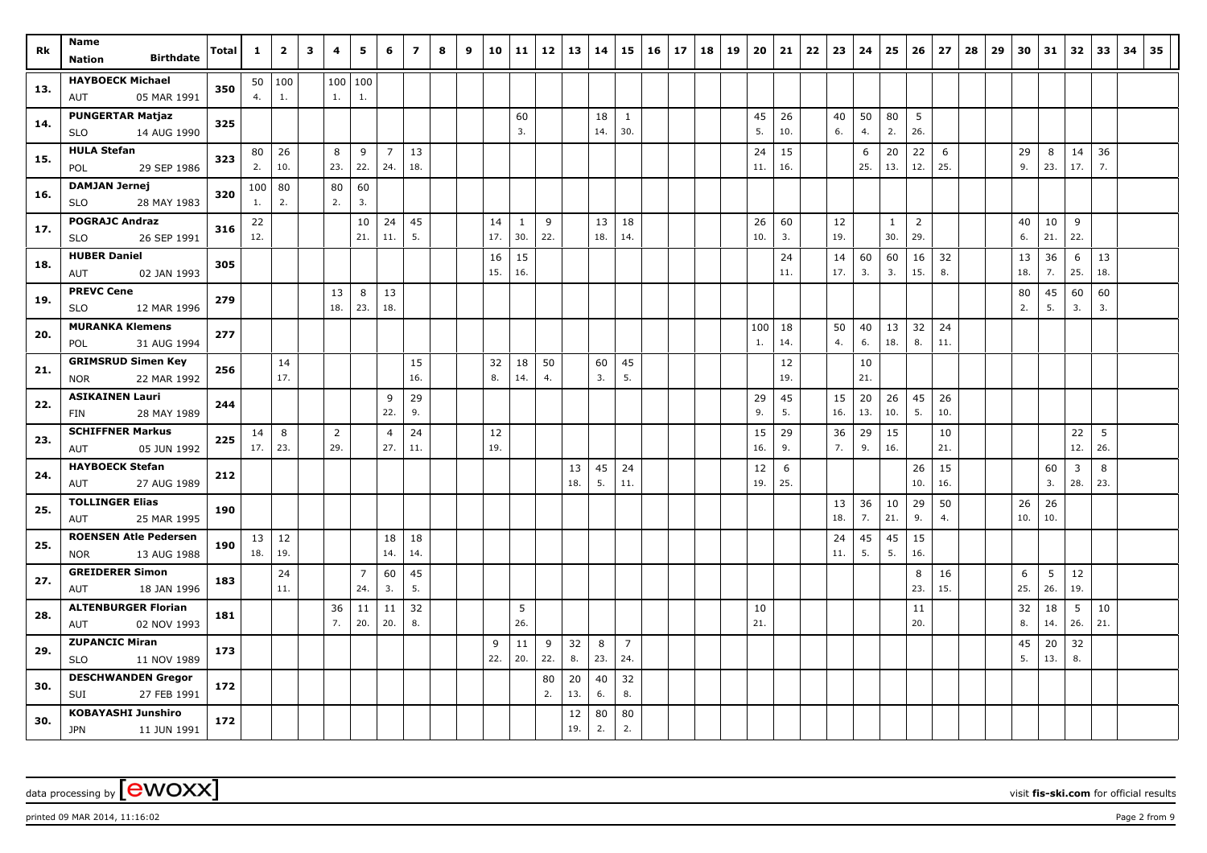| Rk | Name / Nation / Birthdate | Total | 1 | 2 | 3 | 4 | 5 | 6 | 7 | 8 | 9 | 10 | 11 | 12 | 13 | 14 | 15 | 16 | 17 | 18 | 19 | 20 | 21 | 22 | 23 | 24 | 25 | 26 | 27 | 28 | 29 | 30 | 31 | 32 | 33 | 34 | 35 |
|---|---|---|---|---|---|---|---|---|---|---|---|---|---|---|---|---|---|---|---|---|---|---|---|---|---|---|---|---|---|---|---|---|---|---|---|---|---|
| 13. | HAYBOECK Michael | 350 | 50 | 100 | | 100 | 100 | | | | | | | | | | | | | | | | | | | | | | | | | | | | | | |
| | AUT 05 MAR 1991 | | 4. | 1. | | 1. | 1. | | | | | | | | | | | | | | | | | | | | | | | | | | | | | | |
| 14. | PUNGERTAR Matjaz | 325 | | | | | | | | | | | 60 | | | 18 | 1 | | | | | 45 | 26 | | 40 | 50 | 80 | 5 | | | | | | | | | |
| | SLO 14 AUG 1990 | | | | | | | | | | | | 3. | | | 14. | 30. | | | | | 5. | 10. | | 6. | 4. | 2. | 26. | | | | | | | | | |
| 15. | HULA Stefan | 323 | 80 | 26 | | 8 | 9 | 7 | 13 | | | | | | | | | | | | | 24 | 15 | | | 6 | 20 | 22 | 6 | | | 29 | 8 | 14 | 36 | | |
| | POL 29 SEP 1986 | | 2. | 10. | | 23. | 22. | 24. | 18. | | | | | | | | | | | | | 11. | 16. | | | 25. | 13. | 12. | 25. | | | 9. | 23. | 17. | 7. | | |
| 16. | DAMJAN Jernej | 320 | 100 | 80 | | 80 | 60 | | | | | | | | | | | | | | | | | | | | | | | | | | | | | | |
| | SLO 28 MAY 1983 | | 1. | 2. | | 2. | 3. | | | | | | | | | | | | | | | | | | | | | | | | | | | | | | |
| 17. | POGRAJC Andraz | 316 | 22 | | | | 10 | 24 | 45 | | | 14 | 1 | 9 | | 13 | 18 | | | | | 26 | 60 | | 12 | | 1 | 2 | | | | 40 | 10 | 9 | | | |
| | SLO 26 SEP 1991 | | 12. | | | | 21. | 11. | 5. | | | 17. | 30. | 22. | | 18. | 14. | | | | | 10. | 3. | | 19. | | 30. | 29. | | | | 6. | 21. | 22. | | | |
| 18. | HUBER Daniel | 305 | | | | | | | | | | 16 | 15 | | | | | | | | | | 24 | | 14 | 60 | 60 | 16 | 32 | | | 13 | 36 | 6 | 13 | | |
| | AUT 02 JAN 1993 | | | | | | | | | | | 15. | 16. | | | | | | | | | | 11. | | 17. | 3. | 3. | 15. | 8. | | | 18. | 7. | 25. | 18. | | |
| 19. | PREVC Cene | 279 | | | | 13 | 8 | 13 | | | | | | | | | | | | | | | | | | | | | | | | 80 | 45 | 60 | 60 | | |
| | SLO 12 MAR 1996 | | | | | 18. | 23. | 18. | | | | | | | | | | | | | | | | | | | | | | | | 2. | 5. | 3. | 3. | | |
| 20. | MURANKA Klemens | 277 | | | | | | | | | | | | | | | | | | | | 100 | 18 | | 50 | 40 | 13 | 32 | 24 | | | | | | | | |
| | POL 31 AUG 1994 | | | | | | | | | | | | | | | | | | | | | 1. | 14. | | 4. | 6. | 18. | 8. | 11. | | | | | | | | |
| 21. | GRIMSRUD Simen Key | 256 | | 14 | | | | | 15 | | | 32 | 18 | 50 | | 60 | 45 | | | | | | 12 | | | 10 | | | | | | | | | | | |
| | NOR 22 MAR 1992 | | | 17. | | | | | 16. | | | 8. | 14. | 4. | | 3. | 5. | | | | | | 19. | | | 21. | | | | | | | | | | | |
| 22. | ASIKAINEN Lauri | 244 | | | | | | 9 | 29 | | | | | | | | | | | | | 29 | 45 | | 15 | 20 | 26 | 45 | 26 | | | | | | | | |
| | FIN 28 MAY 1989 | | | | | | | 22. | 9. | | | | | | | | | | | | | 9. | 5. | | 16. | 13. | 10. | 5. | 10. | | | | | | | | |
| 23. | SCHIFFNER Markus | 225 | 14 | 8 | | 2 | | 4 | 24 | | | 12 | | | | | | | | | | 15 | 29 | | 36 | 29 | 15 | | 10 | | | | | 22 | 5 | | |
| | AUT 05 JUN 1992 | | 17. | 23. | | 29. | | 27. | 11. | | | 19. | | | | | | | | | | 16. | 9. | | 7. | 9. | 16. | | 21. | | | | | 12. | 26. | | |
| 24. | HAYBOECK Stefan | 212 | | | | | | | | | | | | | 13 | 45 | 24 | | | | | 12 | 6 | | | | | 26 | 15 | | | | 60 | 3 | 8 | | |
| | AUT 27 AUG 1989 | | | | | | | | | | | | | | 18. | 5. | 11. | | | | | 19. | 25. | | | | | 10. | 16. | | | | 3. | 28. | 23. | | |
| 25. | TOLLINGER Elias | 190 | | | | | | | | | | | | | | | | | | | | | | | 13 | 36 | 10 | 29 | 50 | | | 26 | 26 | | | | |
| | AUT 25 MAR 1995 | | | | | | | | | | | | | | | | | | | | | | | | 18. | 7. | 21. | 9. | 4. | | | 10. | 10. | | | | |
| 25. | ROENSEN Atle Pedersen | 190 | 13 | 12 | | | | 18 | 18 | | | | | | | | | | | | | | | | 24 | 45 | 45 | 15 | | | | | | | | | |
| | NOR 13 AUG 1988 | | 18. | 19. | | | | 14. | 14. | | | | | | | | | | | | | | | | 11. | 5. | 5. | 16. | | | | | | | | | |
| 27. | GREIDERER Simon | 183 | | 24 | | | 7 | 60 | 45 | | | | | | | | | | | | | | | | | | | 8 | 16 | | | 6 | 5 | 12 | | | |
| | AUT 18 JAN 1996 | | | 11. | | | 24. | 3. | 5. | | | | | | | | | | | | | | | | | | | 23. | 15. | | | 25. | 26. | 19. | | | |
| 28. | ALTENBURGER Florian | 181 | | | | 36 | 11 | 11 | 32 | | | | 5 | | | | | | | | | 10 | | | | | | 11 | | | | 32 | 18 | 5 | 10 | | |
| | AUT 02 NOV 1993 | | | | | 7. | 20. | 20. | 8. | | | | 26. | | | | | | | | | 21. | | | | | | 20. | | | | 8. | 14. | 26. | 21. | | |
| 29. | ZUPANCIC Miran | 173 | | | | | | | | | | 9 | 11 | 9 | 32 | 8 | 7 | | | | | | | | | | | | | | | 45 | 20 | 32 | | | |
| | SLO 11 NOV 1989 | | | | | | | | | | | 22. | 20. | 22. | 8. | 23. | 24. | | | | | | | | | | | | | | | 5. | 13. | 8. | | | |
| 30. | DESCHWANDEN Gregor | 172 | | | | | | | | | | | | 80 | 20 | 40 | 32 | | | | | | | | | | | | | | | | | | | | |
| | SUI 27 FEB 1991 | | | | | | | | | | | | | 2. | 13. | 6. | 8. | | | | | | | | | | | | | | | | | | | | |
| 30. | KOBAYASHI Junshiro | 172 | | | | | | | | | | | | | 12 | 80 | 80 | | | | | | | | | | | | | | | | | | | | |
| | JPN 11 JUN 1991 | | | | | | | | | | | | | | 19. | 2. | 2. | | | | | | | | | | | | | | | | | | | | |

data processing by [ewoxx] visit fis-ski.com for official results

printed 09 MAR 2014, 11:16:02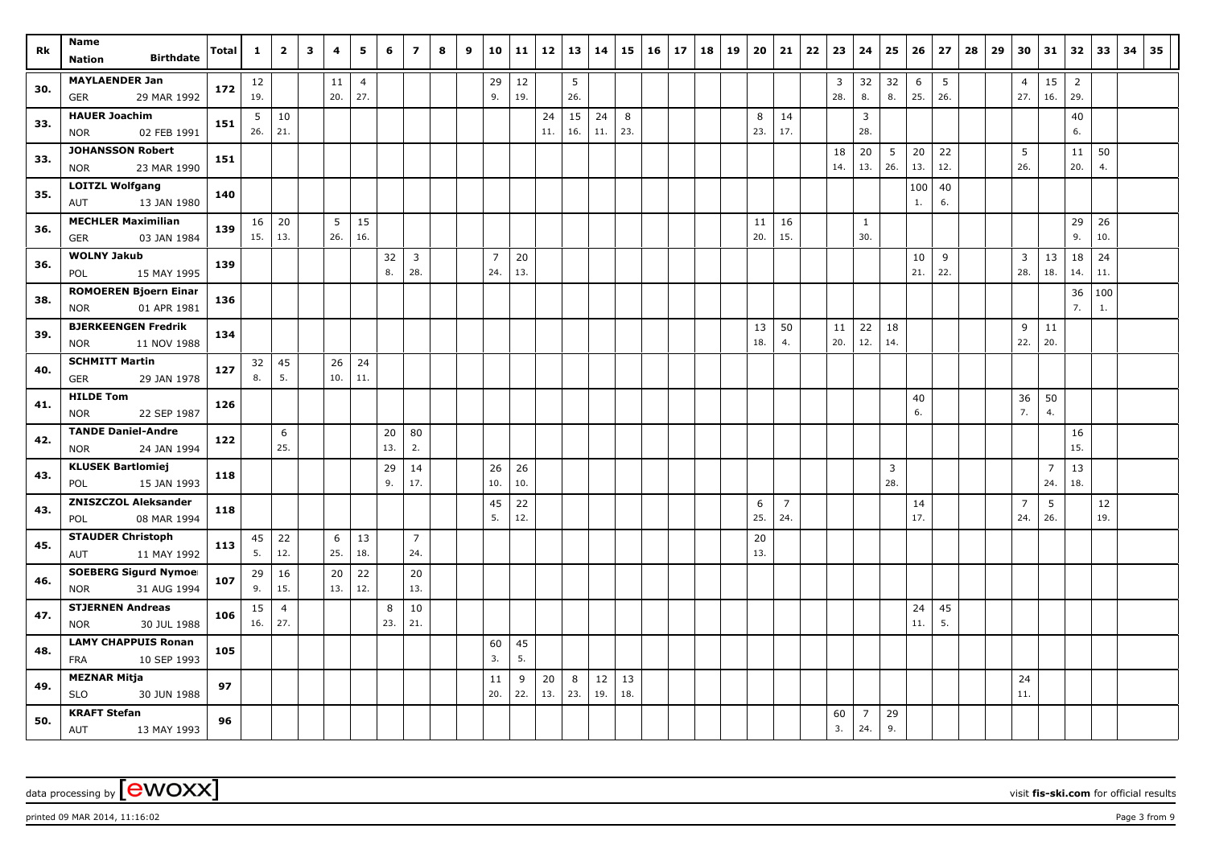| Rk | Name<br>Nation Birthdate | Total | 1 | 2 | 3 | 4 | 5 | 6 | 7 | 8 | 9 | 10 | 11 | 12 | 13 | 14 | 15 | 16 | 17 | 18 | 19 | 20 | 21 | 22 | 23 | 24 | 25 | 26 | 27 | 28 | 29 | 30 | 31 | 32 | 33 | 34 | 35 |
|---|---|---|---|---|---|---|---|---|---|---|---|---|---|---|---|---|---|---|---|---|---|---|---|---|---|---|---|---|---|---|---|---|---|---|---|---|---|
| 30. | **MAYLAENDER Jan**<br>GER 29 MAR 1992 | 172 | 12<br>19. | | | 11<br>20. | 4<br>27. | | | | | 29<br>9. | 12<br>19. | | 5<br>26. | | | | | | | | | | 3<br>28. | 32<br>8. | 32<br>8. | 6<br>25. | 5<br>26. | | | 4<br>27. | 15<br>16. | 2<br>29. | | | |
| 33. | **HAUER Joachim**<br>NOR 02 FEB 1991 | 151 | 5<br>26. | 10<br>21. | | | | | | | | | | 24<br>11. | 15<br>16. | 24<br>11. | 8<br>23. | | | | | 8<br>23. | 14<br>17. | | | 3<br>28. | | | | | | | | 40<br>6. | | | |
| 33. | **JOHANSSON Robert**<br>NOR 23 MAR 1990 | 151 | | | | | | | | | | | | | | | | | | | | | | | 18<br>14. | 20<br>13. | 5<br>26. | 20<br>13. | 22<br>12. | | | 5<br>26. | | 11<br>20. | 50<br>4. | | |
| 35. | **LOITZL Wolfgang**<br>AUT 13 JAN 1980 | 140 | | | | | | | | | | | | | | | | | | | | | | | | | | 100<br>1. | 40<br>6. | | | | | | | | |
| 36. | **MECHLER Maximilian**<br>GER 03 JAN 1984 | 139 | 16<br>15. | 20<br>13. | | 5<br>26. | 15<br>16. | | | | | | | | | | | | | | | 11<br>20. | 16<br>15. | | | 1<br>30. | | | | | | | | 29<br>9. | 26<br>10. | | |
| 36. | **WOLNY Jakub**<br>POL 15 MAY 1995 | 139 | | | | | | 32<br>8. | 3<br>28. | | | 7<br>24. | 20<br>13. | | | | | | | | | | | | | | | 10<br>21. | 9<br>22. | | | 3<br>28. | 13<br>18. | 18<br>14. | 24<br>11. | | |
| 38. | **ROMOEREN Bjoern Einar**<br>NOR 01 APR 1981 | 136 | | | | | | | | | | | | | | | | | | | | | | | | | | | | | | | | 36<br>7. | 100<br>1. | | |
| 39. | **BJERKEENGEN Fredrik**<br>NOR 11 NOV 1988 | 134 | | | | | | | | | | | | | | | | | | | | 13<br>18. | 50<br>4. | | 11<br>20. | 22<br>12. | 18<br>14. | | | | | 9<br>22. | 11<br>20. | | | | |
| 40. | **SCHMITT Martin**<br>GER 29 JAN 1978 | 127 | 32<br>8. | 45<br>5. | | 26<br>10. | 24<br>11. | | | | | | | | | | | | | | | | | | | | | | | | | | | | | | |
| 41. | **HILDE Tom**<br>NOR 22 SEP 1987 | 126 | | | | | | | | | | | | | | | | | | | | | | | | | | 40<br>6. | | | | 36<br>7. | 50<br>4. | | | | |
| 42. | **TANDE Daniel-Andre**<br>NOR 24 JAN 1994 | 122 | | 6<br>25. | | | | 20<br>13. | 80<br>2. | | | | | | | | | | | | | | | | | | | | | | | | | 16<br>15. | | | |
| 43. | **KLUSEK Bartlomiej**<br>POL 15 JAN 1993 | 118 | | | | | | 29<br>9. | 14<br>17. | | | 26<br>10. | 26<br>10. | | | | | | | | | | | | | | 3<br>28. | | | | | | 7<br>24. | 13<br>18. | | | |
| 43. | **ZNISZCZOL Aleksander**<br>POL 08 MAR 1994 | 118 | | | | | | | | | | 45<br>5. | 22<br>12. | | | | | | | | | 6<br>25. | 7<br>24. | | | | | 14<br>17. | | | | 7<br>24. | 5<br>26. | | 12<br>19. | | |
| 45. | **STAUDER Christoph**<br>AUT 11 MAY 1992 | 113 | 45<br>5. | 22<br>12. | | 6<br>25. | 13<br>18. | | 7<br>24. | | | | | | | | | | | | | 20<br>13. | | | | | | | | | | | | | | | |
| 46. | **SOEBERG Sigurd Nymoe**<br>NOR 31 AUG 1994 | 107 | 29<br>9. | 16<br>15. | | 20<br>13. | 22<br>12. | | 20<br>13. | | | | | | | | | | | | | | | | | | | | | | | | | | | | |
| 47. | **STJERNEN Andreas**<br>NOR 30 JUL 1988 | 106 | 15<br>16. | 4<br>27. | | | | 8<br>23. | 10<br>21. | | | | | | | | | | | | | | | | | | | 24<br>11. | 45<br>5. | | | | | | | | |
| 48. | **LAMY CHAPPUIS Ronan**<br>FRA 10 SEP 1993 | 105 | | | | | | | | | | 60<br>3. | 45<br>5. | | | | | | | | | | | | | | | | | | | | | | | | |
| 49. | **MEZNAR Mitja**<br>SLO 30 JUN 1988 | 97 | | | | | | | | | | 11<br>20. | 9<br>22. | 20<br>13. | 8<br>23. | 12<br>19. | 13<br>18. | | | | | | | | | | | | | | | 24<br>11. | | | | | |
| 50. | **KRAFT Stefan**<br>AUT 13 MAY 1993 | 96 | | | | | | | | | | | | | | | | | | | | | | | 60<br>3. | 7<br>24. | 29<br>9. | | | | | | | | | | |

data processing by [ewoxx] visit **fis-ski.com** for official results

printed 09 MAR 2014, 11:16:02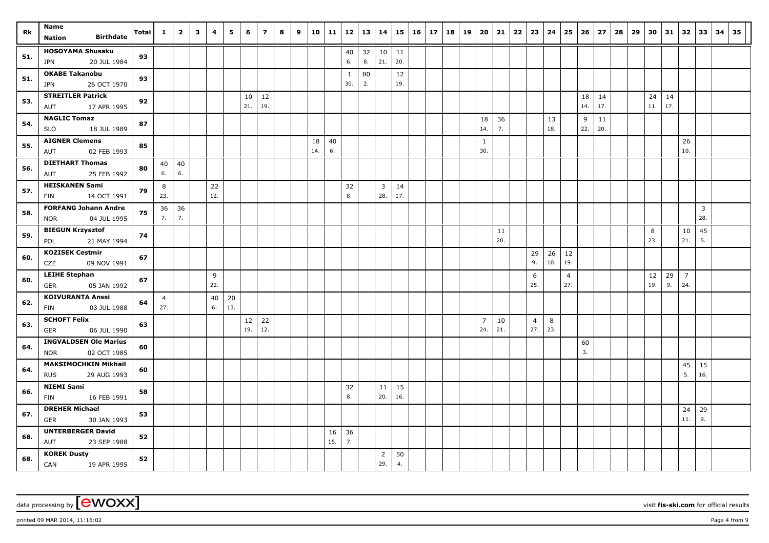| Rk | Name<br>Nation Birthdate | Total | 1 | 2 | 3 | 4 | 5 | 6 | 7 | 8 | 9 | 10 | 11 | 12 | 13 | 14 | 15 | 16 | 17 | 18 | 19 | 20 | 21 | 22 | 23 | 24 | 25 | 26 | 27 | 28 | 29 | 30 | 31 | 32 | 33 | 34 | 35 |
|---|---|---|---|---|---|---|---|---|---|---|---|---|---|---|---|---|---|---|---|---|---|---|---|---|---|---|---|---|---|---|---|---|---|---|---|---|---|
| 51. | **HOSOYAMA Shusaku** | 93 | | | | | | | | | | | | 40 | 32 | 10 | 11 | | | | | | | | | | | | | | | | | | | | |
| | JPN 20 JUL 1984 | | | | | | | | | | | | | 6. | 8. | 21. | 20. | | | | | | | | | | | | | | | | | | | | |
| 51. | **OKABE Takanobu** | 93 | | | | | | | | | | | | 1 | 80 | | 12 | | | | | | | | | | | | | | | | | | | | |
| | JPN 26 OCT 1970 | | | | | | | | | | | | | 30. | 2. | | 19. | | | | | | | | | | | | | | | | | | | | |
| 53. | **STREITLER Patrick** | 92 | | | | | | 10 | 12 | | | | | | | | | | | | | | | | | | | 18 | 14 | | | 24 | 14 | | | | |
| | AUT 17 APR 1995 | | | | | | | 21. | 19. | | | | | | | | | | | | | | | | | | | 14. | 17. | | | 11. | 17. | | | | |
| 54. | **NAGLIC Tomaz** | 87 | | | | | | | | | | | | | | | | | | | | 18 | 36 | | | 13 | | 9 | 11 | | | | | | | | |
| | SLO 18 JUL 1989 | | | | | | | | | | | | | | | | | | | | | 14. | 7. | | | 18. | | 22. | 20. | | | | | | | | |
| 55. | **AIGNER Clemens** | 85 | | | | | | | | | | 18 | 40 | | | | | | | | | 1 | | | | | | | | | | | | 26 | | | |
| | AUT 02 FEB 1993 | | | | | | | | | | | 14. | 6. | | | | | | | | | 30. | | | | | | | | | | | | 10. | | | |
| 56. | **DIETHART Thomas** | 80 | 40 | 40 | | | | | | | | | | | | | | | | | | | | | | | | | | | | | | | | | |
| | AUT 25 FEB 1992 | | 6. | 6. | | | | | | | | | | | | | | | | | | | | | | | | | | | | | | | | | |
| 57. | **HEISKANEN Sami** | 79 | 8 | | | 22 | | | | | | | | 32 | | 3 | 14 | | | | | | | | | | | | | | | | | | | | |
| | FIN 14 OCT 1991 | | 23. | | | 12. | | | | | | | | 8. | | 28. | 17. | | | | | | | | | | | | | | | | | | | | |
| 58. | **FORFANG Johann Andre** | 75 | 36 | 36 | | | | | | | | | | | | | | | | | | | | | | | | | | | | | | | 3 | | |
| | NOR 04 JUL 1995 | | 7. | 7. | | | | | | | | | | | | | | | | | | | | | | | | | | | | | | | 28. | | |
| 59. | **BIEGUN Krzysztof** | 74 | | | | | | | | | | | | | | | | | | | | | 11 | | | | | | | | | 8 | | 10 | 45 | | |
| | POL 21 MAY 1994 | | | | | | | | | | | | | | | | | | | | | | 20. | | | | | | | | | 23. | | 21. | 5. | | |
| 60. | **KOZISEK Cestmir** | 67 | | | | | | | | | | | | | | | | | | | | | | | 29 | 26 | 12 | | | | | | | | | | |
| | CZE 09 NOV 1991 | | | | | | | | | | | | | | | | | | | | | | | | 9. | 10. | 19. | | | | | | | | | | |
| 60. | **LEIHE Stephan** | 67 | | | | 9 | | | | | | | | | | | | | | | | | | | 6 | | 4 | | | | | 12 | 29 | 7 | | | |
| | GER 05 JAN 1992 | | | | | 22. | | | | | | | | | | | | | | | | | | | 25. | | 27. | | | | | 19. | 9. | 24. | | | |
| 62. | **KOIVURANTA Anssi** | 64 | 4 | | | 40 | 20 | | | | | | | | | | | | | | | | | | | | | | | | | | | | | | |
| | FIN 03 JUL 1988 | | 27. | | | 6. | 13. | | | | | | | | | | | | | | | | | | | | | | | | | | | | | | |
| 63. | **SCHOFT Felix** | 63 | | | | | | 12 | 22 | | | | | | | | | | | | | 7 | 10 | | 4 | 8 | | | | | | | | | | | |
| | GER 06 JUL 1990 | | | | | | | 19. | 12. | | | | | | | | | | | | | 24. | 21. | | 27. | 23. | | | | | | | | | | | |
| 64. | **INGVALDSEN Ole Marius** | 60 | | | | | | | | | | | | | | | | | | | | | | | | | | 60 | | | | | | | | | |
| | NOR 02 OCT 1985 | | | | | | | | | | | | | | | | | | | | | | | | | | | 3. | | | | | | | | | |
| 64. | **MAKSIMOCHKIN Mikhail** | 60 | | | | | | | | | | | | | | | | | | | | | | | | | | | | | | | | 45 | 15 | | |
| | RUS 29 AUG 1993 | | | | | | | | | | | | | | | | | | | | | | | | | | | | | | | | | 5. | 16. | | |
| 66. | **NIEMI Sami** | 58 | | | | | | | | | | | | 32 | | 11 | 15 | | | | | | | | | | | | | | | | | | | | |
| | FIN 16 FEB 1991 | | | | | | | | | | | | | 8. | | 20. | 16. | | | | | | | | | | | | | | | | | | | | |
| 67. | **DREHER Michael** | 53 | | | | | | | | | | | | | | | | | | | | | | | | | | | | | | | | 24 | 29 | | |
| | GER 30 JAN 1993 | | | | | | | | | | | | | | | | | | | | | | | | | | | | | | | | | 11. | 9. | | |
| 68. | **UNTERBERGER David** | 52 | | | | | | | | | | | 16 | 36 | | | | | | | | | | | | | | | | | | | | | | | |
| | AUT 23 SEP 1988 | | | | | | | | | | | | 15. | 7. | | | | | | | | | | | | | | | | | | | | | | | |
| 68. | **KOREK Dusty** | 52 | | | | | | | | | | | | | | 2 | 50 | | | | | | | | | | | | | | | | | | | | |
| | CAN 19 APR 1995 | | | | | | | | | | | | | | | 29. | 4. | | | | | | | | | | | | | | | | | | | | |

data processing by [ewoxx] visit **fis-ski.com** for official results

printed 09 MAR 2014, 11:16:02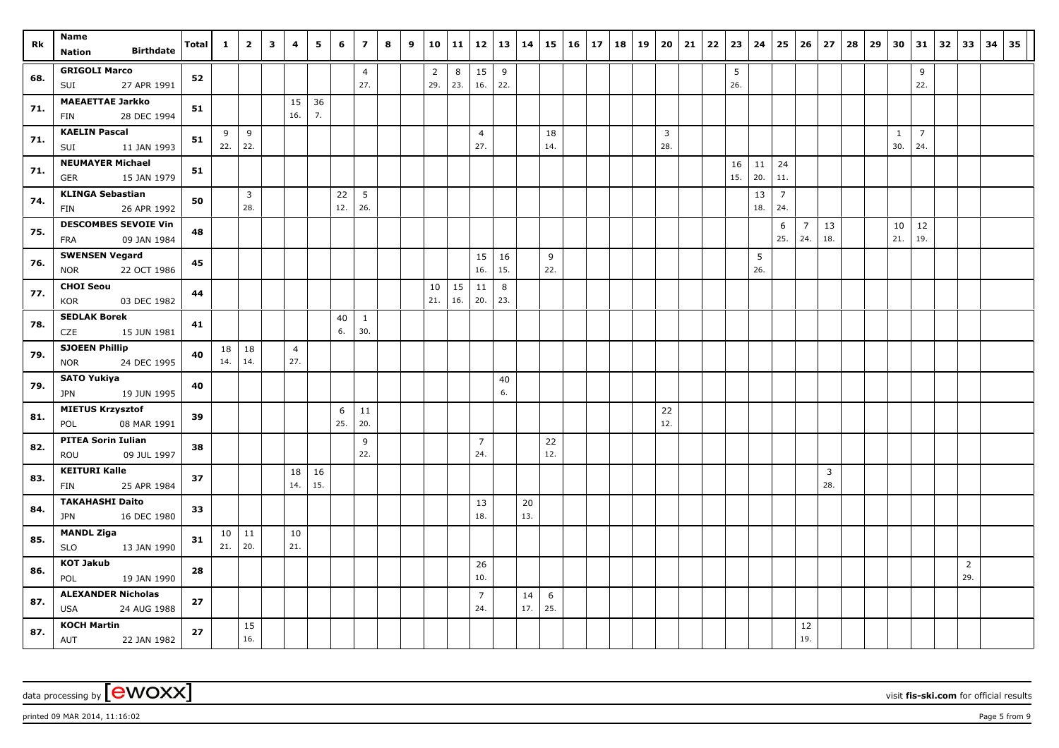| Rk | Name<br>Nation Birthdate | Total | 1 | 2 | 3 | 4 | 5 | 6 | 7 | 8 | 9 | 10 | 11 | 12 | 13 | 14 | 15 | 16 | 17 | 18 | 19 | 20 | 21 | 22 | 23 | 24 | 25 | 26 | 27 | 28 | 29 | 30 | 31 | 32 | 33 | 34 | 35 |
|---|---|---|---|---|---|---|---|---|---|---|---|---|---|---|---|---|---|---|---|---|---|---|---|---|---|---|---|---|---|---|---|---|---|---|---|---|---|
| 68. | **GRIGOLI Marco**<br>SUI 27 APR 1991 | 52 | | | | | | | 4<br>27. | | | 2<br>29. | 8<br>23. | 15<br>16. | 9<br>22. | | | | | | | | | | 5<br>26. | | | | | | | | 9<br>22. | | | | |
| 71. | **MAEAETTAE Jarkko**<br>FIN 28 DEC 1994 | 51 | | | | 15<br>16. | 36<br>7. | | | | | | | | | | | | | | | | | | | | | | | | | | | | | | |
| 71. | **KAELIN Pascal**<br>SUI 11 JAN 1993 | 51 | 9<br>22. | 9<br>22. | | | | | | | | | | 4<br>27. | | | 18<br>14. | | | | | 3<br>28. | | | | | | | | | | 1<br>30. | 7<br>24. | | | | |
| 71. | **NEUMAYER Michael**<br>GER 15 JAN 1979 | 51 | | | | | | | | | | | | | | | | | | | | | | | 16<br>15. | 11<br>20. | 24<br>11. | | | | | | | | | | |
| 74. | **KLINGA Sebastian**<br>FIN 26 APR 1992 | 50 | | 3<br>28. | | | | 22<br>12. | 5<br>26. | | | | | | | | | | | | | | | | | 13<br>18. | 7<br>24. | | | | | | | | | | |
| 75. | **DESCOMBES SEVOIE Vin**<br>FRA 09 JAN 1984 | 48 | | | | | | | | | | | | | | | | | | | | | | | | | 6<br>25. | 7<br>24. | 13<br>18. | | | 10<br>21. | 12<br>19. | | | | |
| 76. | **SWENSEN Vegard**<br>NOR 22 OCT 1986 | 45 | | | | | | | | | | | | 15<br>16. | 16<br>15. | | 9<br>22. | | | | | | | | | 5<br>26. | | | | | | | | | | | |
| 77. | **CHOI Seou**<br>KOR 03 DEC 1982 | 44 | | | | | | | | | | 10<br>21. | 15<br>16. | 11<br>20. | 8<br>23. | | | | | | | | | | | | | | | | | | | | | | |
| 78. | **SEDLAK Borek**<br>CZE 15 JUN 1981 | 41 | | | | | | 40<br>6. | 1<br>30. | | | | | | | | | | | | | | | | | | | | | | | | | | | | |
| 79. | **SJOEEN Phillip**<br>NOR 24 DEC 1995 | 40 | 18<br>14. | 18<br>14. | | 4<br>27. | | | | | | | | | | | | | | | | | | | | | | | | | | | | | | | |
| 79. | **SATO Yukiya**<br>JPN 19 JUN 1995 | 40 | | | | | | | | | | | | | 40<br>6. | | | | | | | | | | | | | | | | | | | | | | |
| 81. | **MIETUS Krzysztof**<br>POL 08 MAR 1991 | 39 | | | | | | 6<br>25. | 11<br>20. | | | | | | | | | | | | | 22<br>12. | | | | | | | | | | | | | | | |
| 82. | **PITEA Sorin Iulian**<br>ROU 09 JUL 1997 | 38 | | | | | | | 9<br>22. | | | | | 7<br>24. | | | 22<br>12. | | | | | | | | | | | | | | | | | | | | |
| 83. | **KEITURI Kalle**<br>FIN 25 APR 1984 | 37 | | | | 18<br>14. | 16<br>15. | | | | | | | | | | | | | | | | | | | | | | 3<br>28. | | | | | | | | |
| 84. | **TAKAHASHI Daito**<br>JPN 16 DEC 1980 | 33 | | | | | | | | | | | | 13<br>18. | | 20<br>13. | | | | | | | | | | | | | | | | | | | | | |
| 85. | **MANDL Ziga**<br>SLO 13 JAN 1990 | 31 | 10<br>21. | 11<br>20. | | 10<br>21. | | | | | | | | | | | | | | | | | | | | | | | | | | | | | | | |
| 86. | **KOT Jakub**<br>POL 19 JAN 1990 | 28 | | | | | | | | | | | | 26<br>10. | | | | | | | | | | | | | | | | | | | | | 2<br>29. | | |
| 87. | **ALEXANDER Nicholas**<br>USA 24 AUG 1988 | 27 | | | | | | | | | | | | 7<br>24. | | 14<br>17. | 6<br>25. | | | | | | | | | | | | | | | | | | | | |
| 87. | **KOCH Martin**<br>AUT 22 JAN 1982 | 27 | | 15<br>16. | | | | | | | | | | | | | | | | | | | | | | | | 12<br>19. | | | | | | | | | |

data processing by [ewoxx] visit **fis-ski.com** for official results

printed 09 MAR 2014, 11:16:02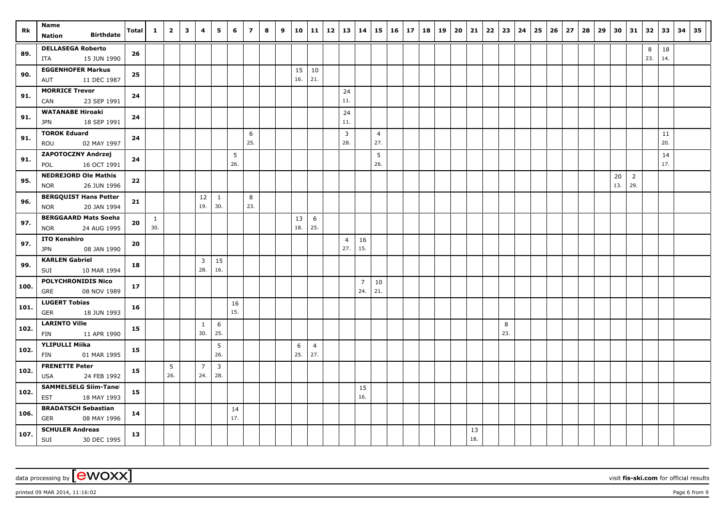| Rk | Name / Nation / Birthdate | Total | 1 | 2 | 3 | 4 | 5 | 6 | 7 | 8 | 9 | 10 | 11 | 12 | 13 | 14 | 15 | 16 | 17 | 18 | 19 | 20 | 21 | 22 | 23 | 24 | 25 | 26 | 27 | 28 | 29 | 30 | 31 | 32 | 33 | 34 | 35 |
|---|---|---|---|---|---|---|---|---|---|---|---|---|---|---|---|---|---|---|---|---|---|---|---|---|---|---|---|---|---|---|---|---|---|---|---|---|---|
| 89. | DELLASEGA Roberto ITA 15 JUN 1990 | 26 | | | | | | | | | | | | | | | | | | | | | | | | | | | | | | | | 8 23. | 18 14. | | |
| 90. | EGGENHOFER Markus AUT 11 DEC 1987 | 25 | | | | | | | | | | 15 16. | 10 21. | | | | | | | | | | | | | | | | | | | | | | | | |
| 91. | MORRICE Trevor CAN 23 SEP 1991 | 24 | | | | | | | | | | | | | 24 11. | | | | | | | | | | | | | | | | | | | | | | |
| 91. | WATANABE Hiroaki JPN 18 SEP 1991 | 24 | | | | | | | | | | | | | 24 11. | | | | | | | | | | | | | | | | | | | | | | |
| 91. | TOROK Eduard ROU 02 MAY 1997 | 24 | | | | | | | 6 25. | | | | | | 3 28. | | 4 27. | | | | | | | | | | | | | | | | | | 11 20. | | |
| 91. | ZAPOTOCZNY Andrzej POL 16 OCT 1991 | 24 | | | | | | 5 26. | | | | | | | | | 5 26. | | | | | | | | | | | | | | | | | | 14 17. | | |
| 95. | NEDREJORD Ole Mathis NOR 26 JUN 1996 | 22 | | | | | | | | | | | | | | | | | | | | | | | | | | | | | | 20 13. | 2 29. | | | | |
| 96. | BERGQUIST Hans Petter NOR 20 JAN 1994 | 21 | | | | 12 19. | 1 30. | | 8 23. | | | | | | | | | | | | | | | | | | | | | | | | | | | | |
| 97. | BERGGAARD Mats Soeha NOR 24 AUG 1995 | 20 | 1 30. | | | | | | | | | 13 18. | 6 25. | | | | | | | | | | | | | | | | | | | | | | | | |
| 97. | ITO Kenshiro JPN 08 JAN 1990 | 20 | | | | | | | | | | | | | 4 27. | 16 15. | | | | | | | | | | | | | | | | | | | | | |
| 99. | KARLEN Gabriel SUI 10 MAR 1994 | 18 | | | | 3 28. | 15 16. | | | | | | | | | | | | | | | | | | | | | | | | | | | | | | |
| 100. | POLYCHRONIDIS Nico GRE 08 NOV 1989 | 17 | | | | | | | | | | | | | | 7 24. | 10 21. | | | | | | | | | | | | | | | | | | | | |
| 101. | LUGERT Tobias GER 18 JUN 1993 | 16 | | | | | | 16 15. | | | | | | | | | | | | | | | | | | | | | | | | | | | | | |
| 102. | LARINTO Ville FIN 11 APR 1990 | 15 | | | | 1 30. | 6 25. | | | | | | | | | | | | | | | | | | 8 23. | | | | | | | | | | | | |
| 102. | YLIPULLI Miika FIN 01 MAR 1995 | 15 | | | | | 5 26. | | | | | 6 25. | 4 27. | | | | | | | | | | | | | | | | | | | | | | | | |
| 102. | FRENETTE Peter USA 24 FEB 1992 | 15 | | 5 26. | | 7 24. | 3 28. | | | | | | | | | | | | | | | | | | | | | | | | | | | | | | |
| 102. | SAMMELSELG Siim-Tanel EST 18 MAY 1993 | 15 | | | | | | | | | | | | | | 15 16. | | | | | | | | | | | | | | | | | | | | | |
| 106. | BRADATSCH Sebastian GER 08 MAY 1996 | 14 | | | | | | 14 17. | | | | | | | | | | | | | | | | | | | | | | | | | | | | | |
| 107. | SCHULER Andreas SUI 30 DEC 1995 | 13 | | | | | | | | | | | | | | | | | | | | | 13 18. | | | | | | | | | | | | | | |

data processing by [ewoxx] visit fis-ski.com for official results

printed 09 MAR 2014, 11:16:02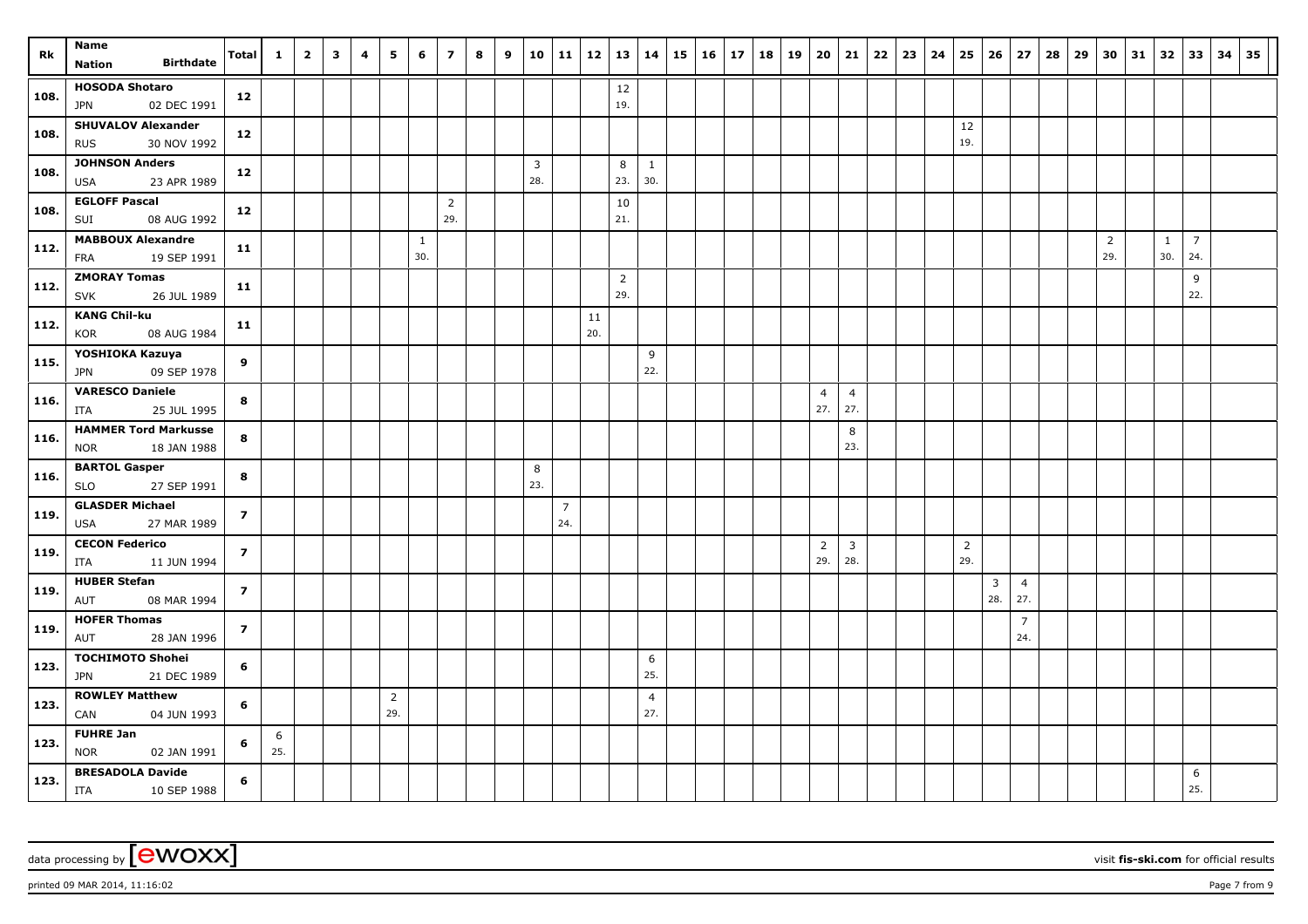| Rk | Name<br>Nation | Birthdate | Total | 1 | 2 | 3 | 4 | 5 | 6 | 7 | 8 | 9 | 10 | 11 | 12 | 13 | 14 | 15 | 16 | 17 | 18 | 19 | 20 | 21 | 22 | 23 | 24 | 25 | 26 | 27 | 28 | 29 | 30 | 31 | 32 | 33 | 34 | 35 |
|---|---|---|---|---|---|---|---|---|---|---|---|---|---|---|---|---|---|---|---|---|---|---|---|---|---|---|---|---|---|---|---|---|---|---|---|---|---|---|
| 108. | **HOSODA Shotaro**<br>JPN | 02 DEC 1991 | 12 | | | | | | | | | | | | | 12<br>19. | | | | | | | | | | | | | | | | | | | | | | |
| 108. | **SHUVALOV Alexander**<br>RUS | 30 NOV 1992 | 12 | | | | | | | | | | | | | | | | | | | | | | | | | 12<br>19. | | | | | | | | | | |
| 108. | **JOHNSON Anders**<br>USA | 23 APR 1989 | 12 | | | | | | | | | | 3<br>28. | | | 8<br>23. | 1<br>30. | | | | | | | | | | | | | | | | | | | | | |
| 108. | **EGLOFF Pascal**<br>SUI | 08 AUG 1992 | 12 | | | | | | | 2<br>29. | | | | | | 10<br>21. | | | | | | | | | | | | | | | | | | | | | | |
| 112. | **MABBOUX Alexandre**<br>FRA | 19 SEP 1991 | 11 | | | | | | 1<br>30. | | | | | | | | | | | | | | | | | | | | | | | | 2<br>29. | | 1<br>30. | 7<br>24. | | |
| 112. | **ZMORAY Tomas**<br>SVK | 26 JUL 1989 | 11 | | | | | | | | | | | | | 2<br>29. | | | | | | | | | | | | | | | | | | | | 9<br>22. | | |
| 112. | **KANG Chil-ku**<br>KOR | 08 AUG 1984 | 11 | | | | | | | | | | | | 11<br>20. | | | | | | | | | | | | | | | | | | | | | | | |
| 115. | **YOSHIOKA Kazuya**<br>JPN | 09 SEP 1978 | 9 | | | | | | | | | | | | | | 9<br>22. | | | | | | | | | | | | | | | | | | | | | |
| 116. | **VARESCO Daniele**<br>ITA | 25 JUL 1995 | 8 | | | | | | | | | | | | | | | | | | | | 4<br>27. | 4<br>27. | | | | | | | | | | | | | | |
| 116. | **HAMMER Tord Markusse**<br>NOR | 18 JAN 1988 | 8 | | | | | | | | | | | | | | | | | | | | | 8<br>23. | | | | | | | | | | | | | | |
| 116. | **BARTOL Gasper**<br>SLO | 27 SEP 1991 | 8 | | | | | | | | | | 8<br>23. | | | | | | | | | | | | | | | | | | | | | | | | | |
| 119. | **GLASDER Michael**<br>USA | 27 MAR 1989 | 7 | | | | | | | | | | | 7<br>24. | | | | | | | | | | | | | | | | | | | | | | | | |
| 119. | **CECON Federico**<br>ITA | 11 JUN 1994 | 7 | | | | | | | | | | | | | | | | | | | | 2<br>29. | 3<br>28. | | | | 2<br>29. | | | | | | | | | | |
| 119. | **HUBER Stefan**<br>AUT | 08 MAR 1994 | 7 | | | | | | | | | | | | | | | | | | | | | | | | | | 3<br>28. | 4<br>27. | | | | | | | | |
| 119. | **HOFER Thomas**<br>AUT | 28 JAN 1996 | 7 | | | | | | | | | | | | | | | | | | | | | | | | | | | 7<br>24. | | | | | | | | |
| 123. | **TOCHIMOTO Shohei**<br>JPN | 21 DEC 1989 | 6 | | | | | | | | | | | | | | 6<br>25. | | | | | | | | | | | | | | | | | | | | | |
| 123. | **ROWLEY Matthew**<br>CAN | 04 JUN 1993 | 6 | | | | | 2<br>29. | | | | | | | | | 4<br>27. | | | | | | | | | | | | | | | | | | | | | |
| 123. | **FUHRE Jan**<br>NOR | 02 JAN 1991 | 6 | 6<br>25. | | | | | | | | | | | | | | | | | | | | | | | | | | | | | | | | | | |
| 123. | **BRESADOLA Davide**<br>ITA | 10 SEP 1988 | 6 | | | | | | | | | | | | | | | | | | | | | | | | | | | | | | | | | 6<br>25. | | |

data processing by [ewoxx] visit **fis-ski.com** for official results

printed 09 MAR 2014, 11:16:02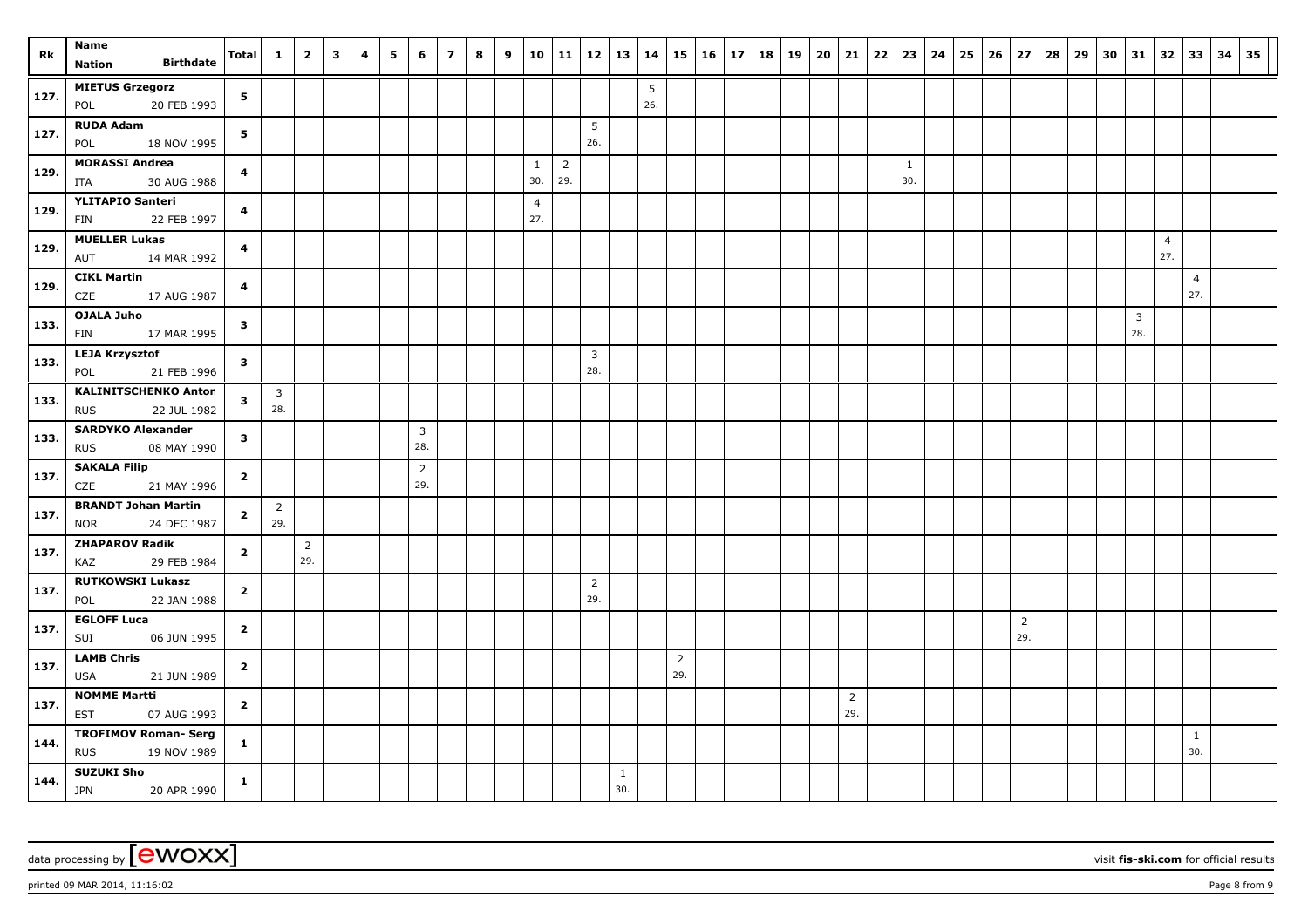| Rk | Name<br>Nation Birthdate | Total | 1 | 2 | 3 | 4 | 5 | 6 | 7 | 8 | 9 | 10 | 11 | 12 | 13 | 14 | 15 | 16 | 17 | 18 | 19 | 20 | 21 | 22 | 23 | 24 | 25 | 26 | 27 | 28 | 29 | 30 | 31 | 32 | 33 | 34 | 35 |
|---|---|---|---|---|---|---|---|---|---|---|---|---|---|---|---|---|---|---|---|---|---|---|---|---|---|---|---|---|---|---|---|---|---|---|---|---|---|
| 127. | **MIETUS Grzegorz**<br>POL 20 FEB 1993 | **5** | | | | | | | | | | | | | | 5<br>26. | | | | | | | | | | | | | | | | | | | | | |
| 127. | **RUDA Adam**<br>POL 18 NOV 1995 | **5** | | | | | | | | | | | | 5<br>26. | | | | | | | | | | | | | | | | | | | | | | | |
| 129. | **MORASSI Andrea**<br>ITA 30 AUG 1988 | **4** | | | | | | | | | | 1<br>30. | 2<br>29. | | | | | | | | | | | | 1<br>30. | | | | | | | | | | | | |
| 129. | **YLITAPIO Santeri**<br>FIN 22 FEB 1997 | **4** | | | | | | | | | | 4<br>27. | | | | | | | | | | | | | | | | | | | | | | | | | |
| 129. | **MUELLER Lukas**<br>AUT 14 MAR 1992 | **4** | | | | | | | | | | | | | | | | | | | | | | | | | | | | | | | | 4<br>27. | | | |
| 129. | **CIKL Martin**<br>CZE 17 AUG 1987 | **4** | | | | | | | | | | | | | | | | | | | | | | | | | | | | | | | | | 4<br>27. | | |
| 133. | **OJALA Juho**<br>FIN 17 MAR 1995 | **3** | | | | | | | | | | | | | | | | | | | | | | | | | | | | | | | 3<br>28. | | | | |
| 133. | **LEJA Krzysztof**<br>POL 21 FEB 1996 | **3** | | | | | | | | | | | | 3<br>28. | | | | | | | | | | | | | | | | | | | | | | | |
| 133. | **KALINITSCHENKO Antor**<br>RUS 22 JUL 1982 | **3** | 3<br>28. | | | | | | | | | | | | | | | | | | | | | | | | | | | | | | | | | | |
| 133. | **SARDYKO Alexander**<br>RUS 08 MAY 1990 | **3** | | | | | | 3<br>28. | | | | | | | | | | | | | | | | | | | | | | | | | | | | | |
| 137. | **SAKALA Filip**<br>CZE 21 MAY 1996 | **2** | | | | | | 2<br>29. | | | | | | | | | | | | | | | | | | | | | | | | | | | | | |
| 137. | **BRANDT Johan Martin**<br>NOR 24 DEC 1987 | **2** | 2<br>29. | | | | | | | | | | | | | | | | | | | | | | | | | | | | | | | | | | |
| 137. | **ZHAPAROV Radik**<br>KAZ 29 FEB 1984 | **2** | | 2<br>29. | | | | | | | | | | | | | | | | | | | | | | | | | | | | | | | | | |
| 137. | **RUTKOWSKI Lukasz**<br>POL 22 JAN 1988 | **2** | | | | | | | | | | | | 2<br>29. | | | | | | | | | | | | | | | | | | | | | | | |
| 137. | **EGLOFF Luca**<br>SUI 06 JUN 1995 | **2** | | | | | | | | | | | | | | | | | | | | | | | | | | | 2<br>29. | | | | | | | | |
| 137. | **LAMB Chris**<br>USA 21 JUN 1989 | **2** | | | | | | | | | | | | | | | 2<br>29. | | | | | | | | | | | | | | | | | | | | |
| 137. | **NOMME Martti**<br>EST 07 AUG 1993 | **2** | | | | | | | | | | | | | | | | | | | | | 2<br>29. | | | | | | | | | | | | | | |
| 144. | **TROFIMOV Roman- Serg**<br>RUS 19 NOV 1989 | **1** | | | | | | | | | | | | | | | | | | | | | | | | | | | | | | | | | 1<br>30. | | |
| 144. | **SUZUKI Sho**<br>JPN 20 APR 1990 | **1** | | | | | | | | | | | | | 1<br>30. | | | | | | | | | | | | | | | | | | | | | | |

data processing by [ewoxx] visit **fis-ski.com** for official results

printed 09 MAR 2014, 11:16:02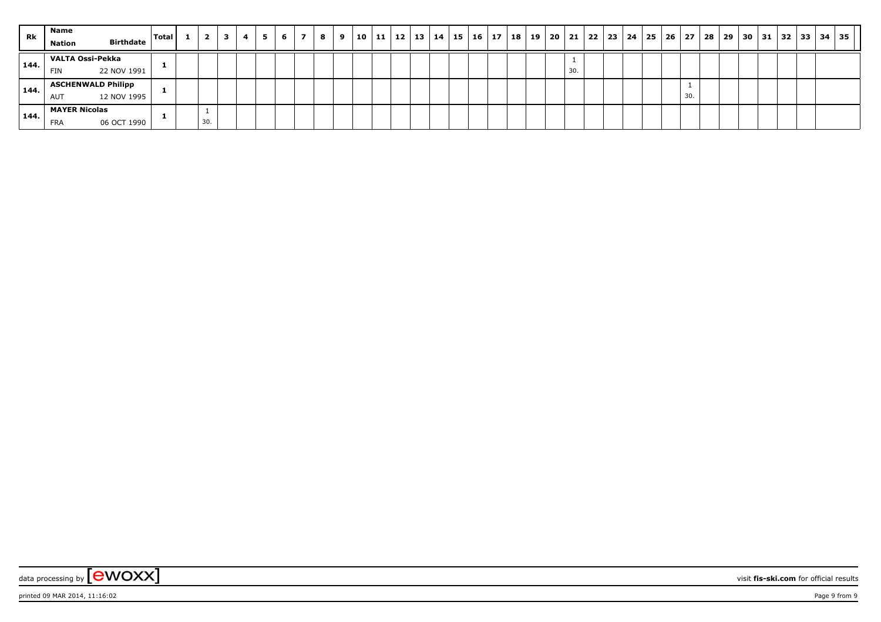| Rk | Name | Nation | Birthdate | Total | 1 | 2 | 3 | 4 | 5 | 6 | 7 | 8 | 9 | 10 | 11 | 12 | 13 | 14 | 15 | 16 | 17 | 18 | 19 | 20 | 21 | 22 | 23 | 24 | 25 | 26 | 27 | 28 | 29 | 30 | 31 | 32 | 33 | 34 | 35 |
|---|---|---|---|---|---|---|---|---|---|---|---|---|---|---|---|---|---|---|---|---|---|---|---|---|---|---|---|---|---|---|---|---|---|---|---|---|---|---|---|
| 144. | VALTA Ossi-Pekka | FIN | 22 NOV 1991 | 1 | | | | | | | | | | | | | | | | | | | | | 1<br>30. | | | | | | | | | | | | | | |
| 144. | ASCHENWALD Philipp | AUT | 12 NOV 1995 | 1 | | | | | | | | | | | | | | | | | | | | | | | | | | | 1<br>30. | | | | | | | | |
| 144. | MAYER Nicolas | FRA | 06 OCT 1990 | 1 | | 1<br>30. | | | | | | | | | | | | | | | | | | | | | | | | | | | | | | | | | |